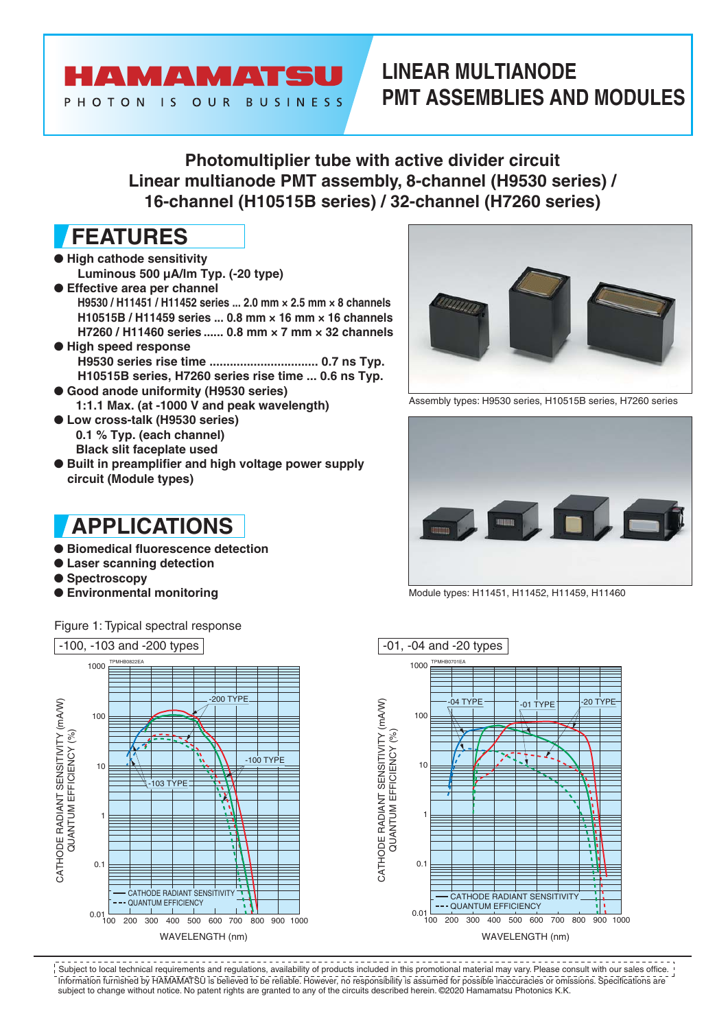# HAMAMATSU

PHOTON IS OUR BUSINESS

# LINEAR MULTIANODE PMT ASSEMBLIES AND MODULES

## Photomultiplier tube with active divider circuit
## Linear multianode PMT assembly, 8-channel (H9530 series) / 16-channel (H10515B series) / 32-channel (H7260 series)

## FEATURES

- **High cathode sensitivity**
  **Luminous 500 µA/lm Typ. (-20 type)**
- **Effective area per channel**
  **H9530 / H11451 / H11452 series ... 2.0 mm × 2.5 mm × 8 channels**
  **H10515B / H11459 series ... 0.8 mm × 16 mm × 16 channels**
  **H7260 / H11460 series ...... 0.8 mm × 7 mm × 32 channels**
- **High speed response**
  **H9530 series rise time ................................ 0.7 ns Typ.**
  **H10515B series, H7260 series rise time ... 0.6 ns Typ.**
- **Good anode uniformity (H9530 series)**
  **1:1.1 Max. (at -1000 V and peak wavelength)**
- **Low cross-talk (H9530 series)**
  **0.1 % Typ. (each channel)**
  **Black slit faceplate used**
- **Built in preamplifier and high voltage power supply circuit (Module types)**

Assembly types: H9530 series, H10515B series, H7260 series

Module types: H11451, H11452, H11459, H11460

## APPLICATIONS

- **Biomedical fluorescence detection**
- **Laser scanning detection**
- **Spectroscopy**
- **Environmental monitoring**

Figure 1: Typical spectral response

-100, -103 and -200 types

-01, -04 and -20 types

---

Subject to local technical requirements and regulations, availability of products included in this promotional material may vary. Please consult with our sales office. Information furnished by HAMAMATSU is believed to be reliable. However, no responsibility is assumed for possible inaccuracies or omissions. Specifications are subject to change without notice. No patent rights are granted to any of the circuits described herein. ©2020 Hamamatsu Photonics K.K.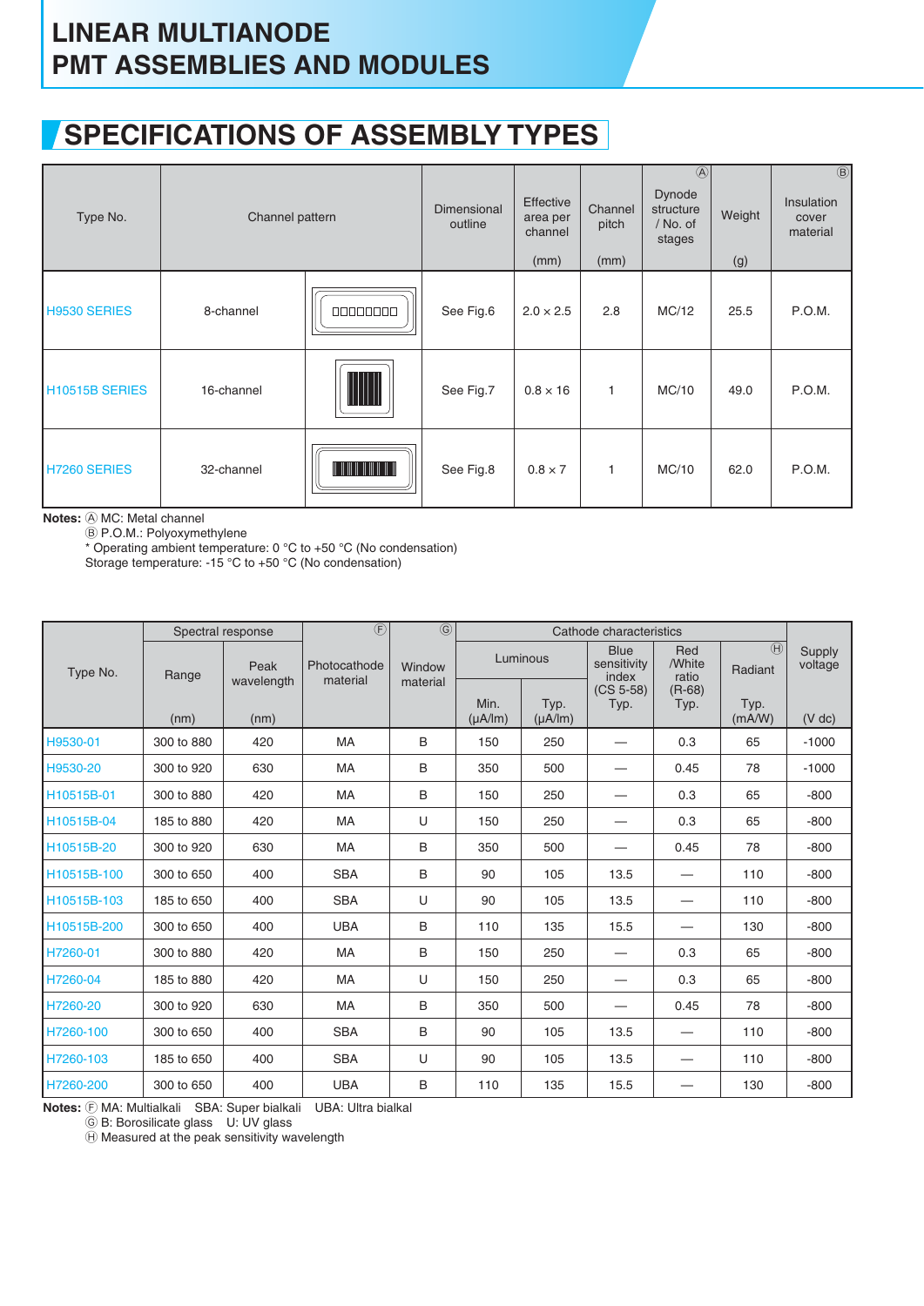# LINEAR MULTIANODE PMT ASSEMBLIES AND MODULES

## SPECIFICATIONS OF ASSEMBLY TYPES

| Type No. | Channel pattern | Dimensional outline | Effective area per channel (mm) | Channel pitch (mm) | Dynode structure / No. of stages Ⓐ | Weight (g) | Insulation cover material Ⓑ |
|---|---|---|---|---|---|---|---|
| H9530 SERIES | 8-channel | See Fig.6 | 2.0 × 2.5 | 2.8 | MC/12 | 25.5 | P.O.M. |
| H10515B SERIES | 16-channel | See Fig.7 | 0.8 × 16 | 1 | MC/10 | 49.0 | P.O.M. |
| H7260 SERIES | 32-channel | See Fig.8 | 0.8 × 7 | 1 | MC/10 | 62.0 | P.O.M. |

**Notes:** Ⓐ MC: Metal channel
Ⓑ P.O.M.: Polyoxymethylene
* Operating ambient temperature: 0 °C to +50 °C (No condensation)
Storage temperature: -15 °C to +50 °C (No condensation)

| Type No. | Spectral response | | Photocathode material Ⓕ | Window material Ⓖ | Cathode characteristics | | | | | Supply voltage |
|---|---|---|---|---|---|---|---|---|---|---|
| | Range (nm) | Peak wavelength (nm) | | | Luminous Min. (μA/lm) | Luminous Typ. (μA/lm) | Blue sensitivity index (CS 5-58) Typ. | Red /White ratio (R-68) Typ. | Radiant Ⓗ Typ. (mA/W) | (V dc) |
| H9530-01 | 300 to 880 | 420 | MA | B | 150 | 250 | — | 0.3 | 65 | -1000 |
| H9530-20 | 300 to 920 | 630 | MA | B | 350 | 500 | — | 0.45 | 78 | -1000 |
| H10515B-01 | 300 to 880 | 420 | MA | B | 150 | 250 | — | 0.3 | 65 | -800 |
| H10515B-04 | 185 to 880 | 420 | MA | U | 150 | 250 | — | 0.3 | 65 | -800 |
| H10515B-20 | 300 to 920 | 630 | MA | B | 350 | 500 | — | 0.45 | 78 | -800 |
| H10515B-100 | 300 to 650 | 400 | SBA | B | 90 | 105 | 13.5 | — | 110 | -800 |
| H10515B-103 | 185 to 650 | 400 | SBA | U | 90 | 105 | 13.5 | — | 110 | -800 |
| H10515B-200 | 300 to 650 | 400 | UBA | B | 110 | 135 | 15.5 | — | 130 | -800 |
| H7260-01 | 300 to 880 | 420 | MA | B | 150 | 250 | — | 0.3 | 65 | -800 |
| H7260-04 | 185 to 880 | 420 | MA | U | 150 | 250 | — | 0.3 | 65 | -800 |
| H7260-20 | 300 to 920 | 630 | MA | B | 350 | 500 | — | 0.45 | 78 | -800 |
| H7260-100 | 300 to 650 | 400 | SBA | B | 90 | 105 | 13.5 | — | 110 | -800 |
| H7260-103 | 185 to 650 | 400 | SBA | U | 90 | 105 | 13.5 | — | 110 | -800 |
| H7260-200 | 300 to 650 | 400 | UBA | B | 110 | 135 | 15.5 | — | 130 | -800 |

**Notes:** Ⓕ MA: Multialkali SBA: Super bialkali UBA: Ultra bialkal
Ⓖ B: Borosilicate glass U: UV glass
Ⓗ Measured at the peak sensitivity wavelength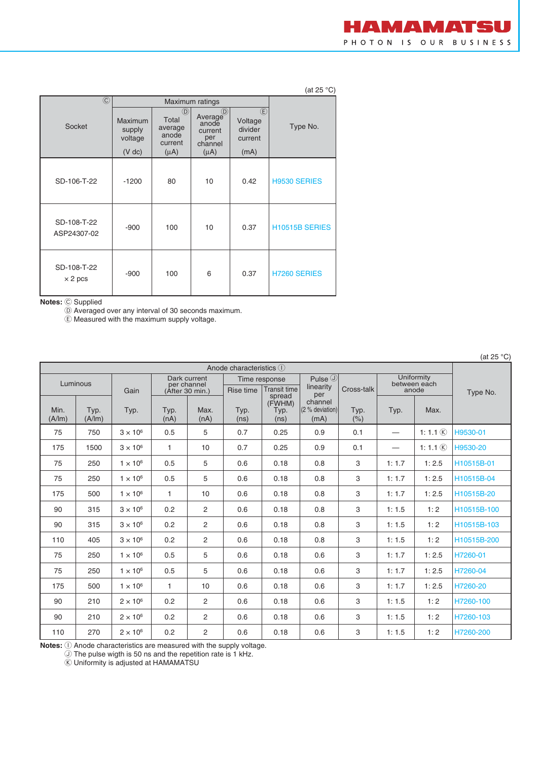(at 25 °C)

| Socket Ⓒ | Maximum ratings | | | | Type No. |
|---|---|---|---|---|---|
| | Maximum supply voltage (V dc) | Total average anode current Ⓓ (μA) | Average anode current per channel Ⓓ (μA) | Voltage divider current Ⓔ (mA) | |
| SD-106-T-22 | -1200 | 80 | 10 | 0.42 | H9530 SERIES |
| SD-108-T-22 ASP24307-02 | -900 | 100 | 10 | 0.37 | H10515B SERIES |
| SD-108-T-22 × 2 pcs | -900 | 100 | 6 | 0.37 | H7260 SERIES |

**Notes:** Ⓒ Supplied
Ⓓ Averaged over any interval of 30 seconds maximum.
Ⓔ Measured with the maximum supply voltage.

(at 25 °C)

| Anode characteristics Ⓘ | | | | | | | | | | | Type No. |
|---|---|---|---|---|---|---|---|---|---|---|---|
| Luminous | | Gain | Dark current per channel (After 30 min.) | | Time response | | Pulse Ⓙ linearity per channel (2 % deviation) | Cross-talk | Uniformity between each anode | | |
| | | | | | Rise time | Transit time spread (FWHM) | | | | | |
| Min. (A/lm) | Typ. (A/lm) | Typ. | Typ. (nA) | Max. (nA) | Typ. (ns) | Typ. (ns) | (mA) | Typ. (%) | Typ. | Max. | |
| 75 | 750 | $3 \times 10^6$ | 0.5 | 5 | 0.7 | 0.25 | 0.9 | 0.1 | — | 1: 1.1 Ⓚ | H9530-01 |
| 175 | 1500 | $3 \times 10^6$ | 1 | 10 | 0.7 | 0.25 | 0.9 | 0.1 | — | 1: 1.1 Ⓚ | H9530-20 |
| 75 | 250 | $1 \times 10^6$ | 0.5 | 5 | 0.6 | 0.18 | 0.8 | 3 | 1: 1.7 | 1: 2.5 | H10515B-01 |
| 75 | 250 | $1 \times 10^6$ | 0.5 | 5 | 0.6 | 0.18 | 0.8 | 3 | 1: 1.7 | 1: 2.5 | H10515B-04 |
| 175 | 500 | $1 \times 10^6$ | 1 | 10 | 0.6 | 0.18 | 0.8 | 3 | 1: 1.7 | 1: 2.5 | H10515B-20 |
| 90 | 315 | $3 \times 10^6$ | 0.2 | 2 | 0.6 | 0.18 | 0.8 | 3 | 1: 1.5 | 1: 2 | H10515B-100 |
| 90 | 315 | $3 \times 10^6$ | 0.2 | 2 | 0.6 | 0.18 | 0.8 | 3 | 1: 1.5 | 1: 2 | H10515B-103 |
| 110 | 405 | $3 \times 10^6$ | 0.2 | 2 | 0.6 | 0.18 | 0.8 | 3 | 1: 1.5 | 1: 2 | H10515B-200 |
| 75 | 250 | $1 \times 10^6$ | 0.5 | 5 | 0.6 | 0.18 | 0.6 | 3 | 1: 1.7 | 1: 2.5 | H7260-01 |
| 75 | 250 | $1 \times 10^6$ | 0.5 | 5 | 0.6 | 0.18 | 0.6 | 3 | 1: 1.7 | 1: 2.5 | H7260-04 |
| 175 | 500 | $1 \times 10^6$ | 1 | 10 | 0.6 | 0.18 | 0.6 | 3 | 1: 1.7 | 1: 2.5 | H7260-20 |
| 90 | 210 | $2 \times 10^6$ | 0.2 | 2 | 0.6 | 0.18 | 0.6 | 3 | 1: 1.5 | 1: 2 | H7260-100 |
| 90 | 210 | $2 \times 10^6$ | 0.2 | 2 | 0.6 | 0.18 | 0.6 | 3 | 1: 1.5 | 1: 2 | H7260-103 |
| 110 | 270 | $2 \times 10^6$ | 0.2 | 2 | 0.6 | 0.18 | 0.6 | 3 | 1: 1.5 | 1: 2 | H7260-200 |

**Notes:** Ⓘ Anode characteristics are measured with the supply voltage.
Ⓙ The pulse wigth is 50 ns and the repetition rate is 1 kHz.
Ⓚ Uniformity is adjusted at HAMAMATSU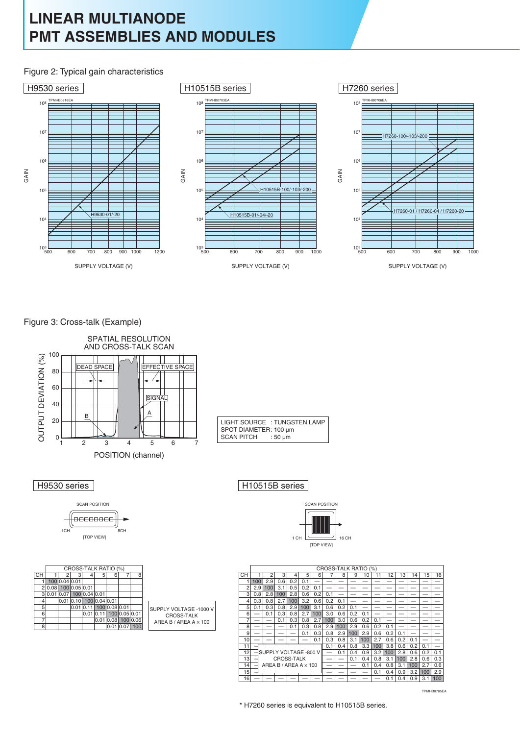# LINEAR MULTIANODE PMT ASSEMBLIES AND MODULES

Figure 2: Typical gain characteristics

**H9530 series**

TPMHB0816EA

GAIN ($10^3$ to $10^8$) vs. SUPPLY VOLTAGE (V) (500 to 1200)

H9530-01/-20

**H10515B series**

TPMHB0703EA

GAIN ($10^3$ to $10^8$) vs. SUPPLY VOLTAGE (V) (500 to 1000)

H10515B-100/-103/-200

H10515B-01/-04/-20

**H7260 series**

TPMHB0706EA

GAIN ($10^3$ to $10^8$) vs. SUPPLY VOLTAGE (V) (500 to 1000)

H7260-100/-103/-200

H7260-01 / H7260-04 / H7260-20

Figure 3: Cross-talk (Example)

SPATIAL RESOLUTION AND CROSS-TALK SCAN

OUTPUT DEVIATION (%) vs. POSITION (channel)

DEAD SPACE, EFFECTIVE SPACE, SIGNAL, A, B

LIGHT SOURCE : TUNGSTEN LAMP
SPOT DIAMETER: 100 µm
SCAN PITCH : 50 µm

**H9530 series**

SCAN POSITION — 1CH, 8CH — [TOP VIEW]

| CH | 1 | 2 | 3 | 4 | 5 | 6 | 7 | 8 |
|---|---|---|---|---|---|---|---|---|
| | CROSS-TALK RATIO (%) | | | | | | | |
| 1 | 100 | 0.04 | 0.01 | | | | | |
| 2 | 0.08 | 100 | 0.05 | 0.01 | | | | |
| 3 | 0.01 | 0.07 | 100 | 0.04 | 0.01 | | | |
| 4 | | 0.01 | 0.10 | 100 | 0.04 | 0.01 | | |
| 5 | | | 0.01 | 0.11 | 100 | 0.08 | 0.01 | |
| 6 | | | | 0.01 | 0.11 | 100 | 0.05 | 0.01 |
| 7 | | | | | 0.01 | 0.08 | 100 | 0.06 |
| 8 | | | | | | 0.01 | 0.07 | 100 |

SUPPLY VOLTAGE -1000 V
CROSS-TALK
AREA B / AREA A × 100

**H10515B series**

SCAN POSITION — 1 CH, 16 CH — [TOP VIEW]

| CH | 1 | 2 | 3 | 4 | 5 | 6 | 7 | 8 | 9 | 10 | 11 | 12 | 13 | 14 | 15 | 16 |
|---|---|---|---|---|---|---|---|---|---|---|---|---|---|---|---|---|
| | CROSS-TALK RATIO (%) | | | | | | | | | | | | | | | |
| 1 | 100 | 2.9 | 0.6 | 0.2 | 0.1 | — | — | — | — | — | — | — | — | — | — | — |
| 2 | 2.9 | 100 | 3.1 | 0.5 | 0.2 | 0.1 | — | — | — | — | — | — | — | — | — | — |
| 3 | 0.8 | 2.8 | 100 | 2.8 | 0.6 | 0.2 | 0.1 | — | — | — | — | — | — | — | — | — |
| 4 | 0.3 | 0.8 | 2.7 | 100 | 3.2 | 0.6 | 0.2 | 0.1 | — | — | — | — | — | — | — | — |
| 5 | 0.1 | 0.3 | 0.8 | 2.9 | 100 | 3.1 | 0.6 | 0.2 | 0.1 | — | — | — | — | — | — | — |
| 6 | — | 0.1 | 0.3 | 0.8 | 2.7 | 100 | 3.0 | 0.6 | 0.2 | 0.1 | — | — | — | — | — | — |
| 7 | — | — | 0.1 | 0.3 | 0.8 | 2.7 | 100 | 3.0 | 0.6 | 0.2 | 0.1 | — | — | — | — | — |
| 8 | — | — | — | 0.1 | 0.3 | 0.8 | 2.9 | 100 | 2.9 | 0.6 | 0.2 | 0.1 | — | — | — | — |
| 9 | — | — | — | — | 0.1 | 0.3 | 0.8 | 2.9 | 100 | 2.9 | 0.6 | 0.2 | 0.1 | — | — | — |
| 10 | — | — | — | — | — | 0.1 | 0.3 | 0.8 | 3.1 | 100 | 2.7 | 0.6 | 0.2 | 0.1 | — | — |
| 11 | — | | | | | | 0.1 | 0.4 | 0.8 | 3.3 | 100 | 3.8 | 0.6 | 0.2 | 0.1 | — |
| 12 | — | | | | | | — | 0.1 | 0.4 | 0.9 | 3.2 | 100 | 2.8 | 0.6 | 0.2 | 0.1 |
| 13 | — | | | | | | — | — | 0.1 | 0.4 | 0.8 | 3.1 | 100 | 2.8 | 0.6 | 0.3 |
| 14 | — | | | | | | — | — | — | 0.1 | 0.4 | 0.8 | 3.1 | 100 | 2.7 | 0.6 |
| 15 | — | | | | | | — | — | — | — | 0.1 | 0.4 | 0.9 | 3.2 | 100 | 2.9 |
| 16 | — | — | — | — | — | — | — | — | — | — | — | 0.1 | 0.4 | 0.9 | 3.1 | 100 |

SUPPLY VOLTAGE -800 V
CROSS-TALK
AREA B / AREA A × 100

TPMHB0705EA

* H7260 series is equivalent to H10515B series.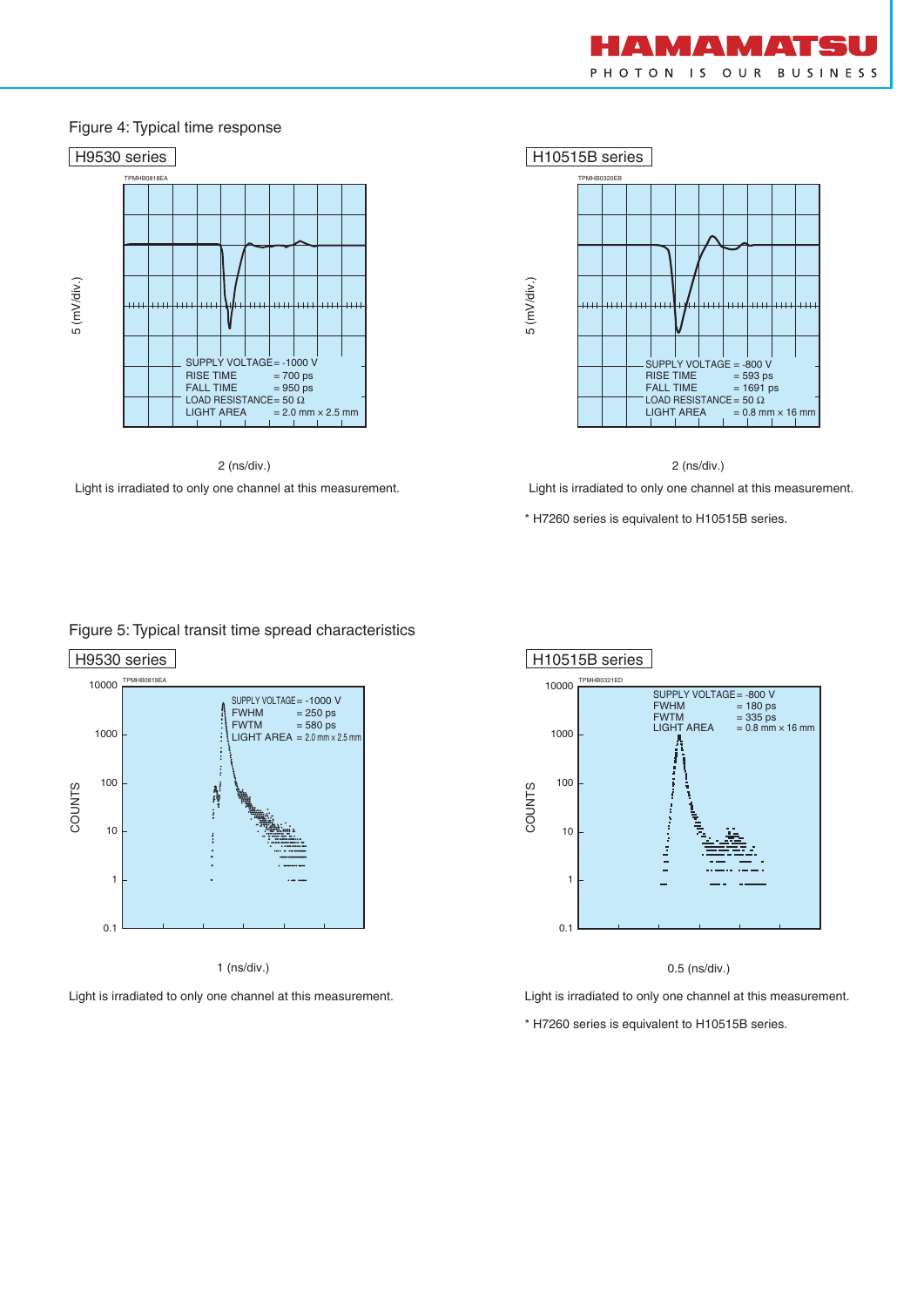## Figure 4: Typical time response

### H9530 series

TPMHB0818EA

5 (mV/div.)

SUPPLY VOLTAGE = -1000 V
RISE TIME = 700 ps
FALL TIME = 950 ps
LOAD RESISTANCE = 50 Ω
LIGHT AREA = 2.0 mm × 2.5 mm

2 (ns/div.)

Light is irradiated to only one channel at this measurement.

### H10515B series

TPMHB0320EB

5 (mV/div.)

SUPPLY VOLTAGE = -800 V
RISE TIME = 593 ps
FALL TIME = 1691 ps
LOAD RESISTANCE = 50 Ω
LIGHT AREA = 0.8 mm × 16 mm

2 (ns/div.)

Light is irradiated to only one channel at this measurement.

* H7260 series is equivalent to H10515B series.

## Figure 5: Typical transit time spread characteristics

### H9530 series

TPMHB0819EA

COUNTS (0.1 – 10000)

SUPPLY VOLTAGE = -1000 V
FWHM = 250 ps
FWTM = 580 ps
LIGHT AREA = 2.0 mm × 2.5 mm

1 (ns/div.)

Light is irradiated to only one channel at this measurement.

### H10515B series

TPMHB0321ED

COUNTS (0.1 – 10000)

SUPPLY VOLTAGE = -800 V
FWHM = 180 ps
FWTM = 335 ps
LIGHT AREA = 0.8 mm × 16 mm

0.5 (ns/div.)

Light is irradiated to only one channel at this measurement.

* H7260 series is equivalent to H10515B series.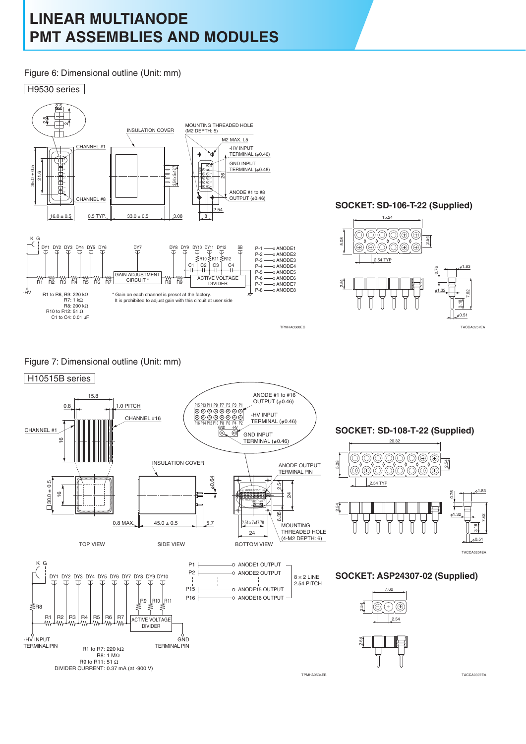# LINEAR MULTIANODE PMT ASSEMBLIES AND MODULES

Figure 6: Dimensional outline (Unit: mm)

H9530 series

INSULATION COVER

MOUNTING THREADED HOLE (M2 DEPTH: 5)

M2 MAX. L5

-HV INPUT TERMINAL (φ0.46)

GND INPUT TERMINAL (φ0.46)

ANODE #1 to #8 OUTPUT (φ0.46)

CHANNEL #1

CHANNEL #8

R1 to R6, R9: 220 kΩ
R7: 1 kΩ
R8: 200 kΩ
R10 to R12: 51 Ω
C1 to C4: 0.01 μF

GAIN ADJUSTMENT CIRCUIT *

ACTIVE VOLTAGE DIVIDER

* Gain on each channel is preset at the factory.
It is prohibited to adjust gain with this circuit at user side

TPMHA0508EC

## SOCKET: SD-106-T-22 (Supplied)

TACCA0257EA

Figure 7: Dimensional outline (Unit: mm)

H10515B series

CHANNEL #1

CHANNEL #16

1.0 PITCH

ANODE #1 to #16 OUTPUT (φ0.46)

-HV INPUT TERMINAL (φ0.46)

GND INPUT TERMINAL (φ0.46)

INSULATION COVER

ANODE OUTPUT TERMINAL PIN

MOUNTING THREADED HOLE (4-M2 DEPTH: 6)

TOP VIEW

SIDE VIEW

BOTTOM VIEW

P1 — ANODE1 OUTPUT
P2 — ANODE2 OUTPUT
P15 — ANODE15 OUTPUT
P16 — ANODE16 OUTPUT

8 × 2 LINE
2.54 PITCH

-HV INPUT TERMINAL PIN

GND TERMINAL PIN

ACTIVE VOLTAGE DIVIDER

R1 to R7: 220 kΩ
R8: 1 MΩ
R9 to R11: 51 Ω
DIVIDER CURRENT: 0.37 mA (at -900 V)

TPMHA0534EB

## SOCKET: SD-108-T-22 (Supplied)

TACCA0204EA

## SOCKET: ASP24307-02 (Supplied)

TACCA0307EA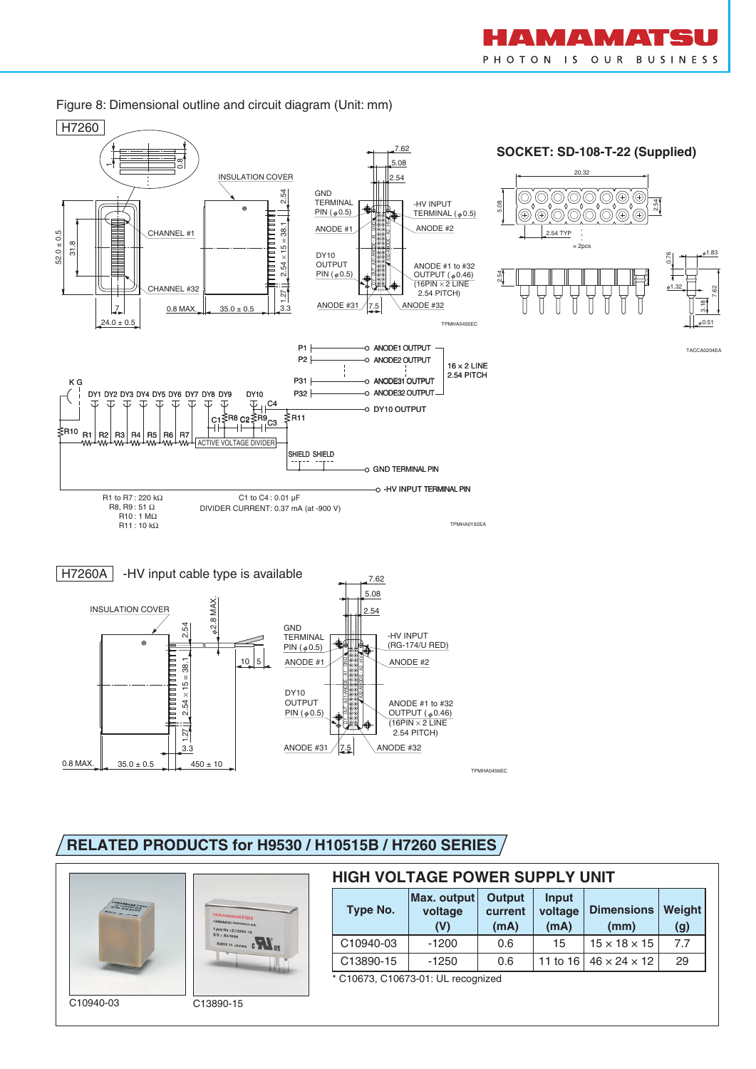Figure 8: Dimensional outline and circuit diagram (Unit: mm)

H7260

SOCKET: SD-108-T-22 (Supplied)

R1 to R7 : 220 kΩ
R8, R9 : 51 Ω
R10 : 1 MΩ
R11 : 10 kΩ

C1 to C4 : 0.01 µF
DIVIDER CURRENT: 0.37 mA (at -900 V)

H7260A -HV input cable type is available

## RELATED PRODUCTS for H9530 / H10515B / H7260 SERIES

C10940-03 C13890-15

### HIGH VOLTAGE POWER SUPPLY UNIT

| Type No. | Max. output voltage (V) | Output current (mA) | Input voltage (V) | Dimensions (mm) | Weight (g) |
|---|---|---|---|---|---|
| C10940-03 | -1200 | 0.6 | 15 | 15 × 18 × 15 | 7.7 |
| C13890-15 | -1250 | 0.6 | 11 to 16 | 46 × 24 × 12 | 29 |

* C10673, C10673-01: UL recognized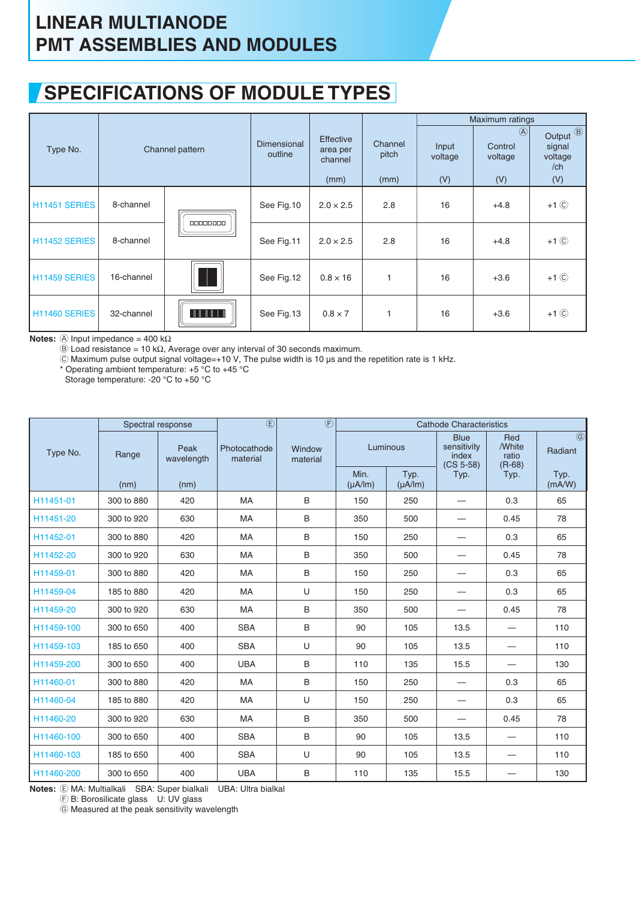# LINEAR MULTIANODE PMT ASSEMBLIES AND MODULES

## SPECIFICATIONS OF MODULE TYPES

| Type No. | Channel pattern | | Dimensional outline | Effective area per channel (mm) | Channel pitch (mm) | Maximum ratings | | |
|---|---|---|---|---|---|---|---|---|
| | | | | | | Input voltage (V) | Control voltage Ⓐ (V) | Output signal voltage /ch Ⓑ (V) |
| H11451 SERIES | 8-channel | | See Fig.10 | 2.0 × 2.5 | 2.8 | 16 | +4.8 | +1 Ⓒ |
| H11452 SERIES | 8-channel | | See Fig.11 | 2.0 × 2.5 | 2.8 | 16 | +4.8 | +1 Ⓒ |
| H11459 SERIES | 16-channel | | See Fig.12 | 0.8 × 16 | 1 | 16 | +3.6 | +1 Ⓒ |
| H11460 SERIES | 32-channel | | See Fig.13 | 0.8 × 7 | 1 | 16 | +3.6 | +1 Ⓒ |

**Notes:** Ⓐ Input impedance = 400 kΩ
Ⓑ Load resistance = 10 kΩ, Average over any interval of 30 seconds maximum.
Ⓒ Maximum pulse output signal voltage=+10 V, The pulse width is 10 μs and the repetition rate is 1 kHz.
* Operating ambient temperature: +5 °C to +45 °C
Storage temperature: -20 °C to +50 °C

| Type No. | Spectral response | | Photocathode material Ⓔ | Window material Ⓕ | Cathode Characteristics | | | | |
|---|---|---|---|---|---|---|---|---|---|
| | Range (nm) | Peak wavelength (nm) | | | Luminous Min. (μA/lm) | Luminous Typ. (μA/lm) | Blue sensitivity index (CS 5-58) Typ. | Red /White ratio (R-68) Typ. | Radiant Ⓖ Typ. (mA/W) |
| H11451-01 | 300 to 880 | 420 | MA | B | 150 | 250 | — | 0.3 | 65 |
| H11451-20 | 300 to 920 | 630 | MA | B | 350 | 500 | — | 0.45 | 78 |
| H11452-01 | 300 to 880 | 420 | MA | B | 150 | 250 | — | 0.3 | 65 |
| H11452-20 | 300 to 920 | 630 | MA | B | 350 | 500 | — | 0.45 | 78 |
| H11459-01 | 300 to 880 | 420 | MA | B | 150 | 250 | — | 0.3 | 65 |
| H11459-04 | 185 to 880 | 420 | MA | U | 150 | 250 | — | 0.3 | 65 |
| H11459-20 | 300 to 920 | 630 | MA | B | 350 | 500 | — | 0.45 | 78 |
| H11459-100 | 300 to 650 | 400 | SBA | B | 90 | 105 | 13.5 | — | 110 |
| H11459-103 | 185 to 650 | 400 | SBA | U | 90 | 105 | 13.5 | — | 110 |
| H11459-200 | 300 to 650 | 400 | UBA | B | 110 | 135 | 15.5 | — | 130 |
| H11460-01 | 300 to 880 | 420 | MA | B | 150 | 250 | — | 0.3 | 65 |
| H11460-04 | 185 to 880 | 420 | MA | U | 150 | 250 | — | 0.3 | 65 |
| H11460-20 | 300 to 920 | 630 | MA | B | 350 | 500 | — | 0.45 | 78 |
| H11460-100 | 300 to 650 | 400 | SBA | B | 90 | 105 | 13.5 | — | 110 |
| H11460-103 | 185 to 650 | 400 | SBA | U | 90 | 105 | 13.5 | — | 110 |
| H11460-200 | 300 to 650 | 400 | UBA | B | 110 | 135 | 15.5 | — | 130 |

**Notes:** Ⓔ MA: Multialkali SBA: Super bialkali UBA: Ultra bialkal
Ⓕ B: Borosilicate glass U: UV glass
Ⓖ Measured at the peak sensitivity wavelength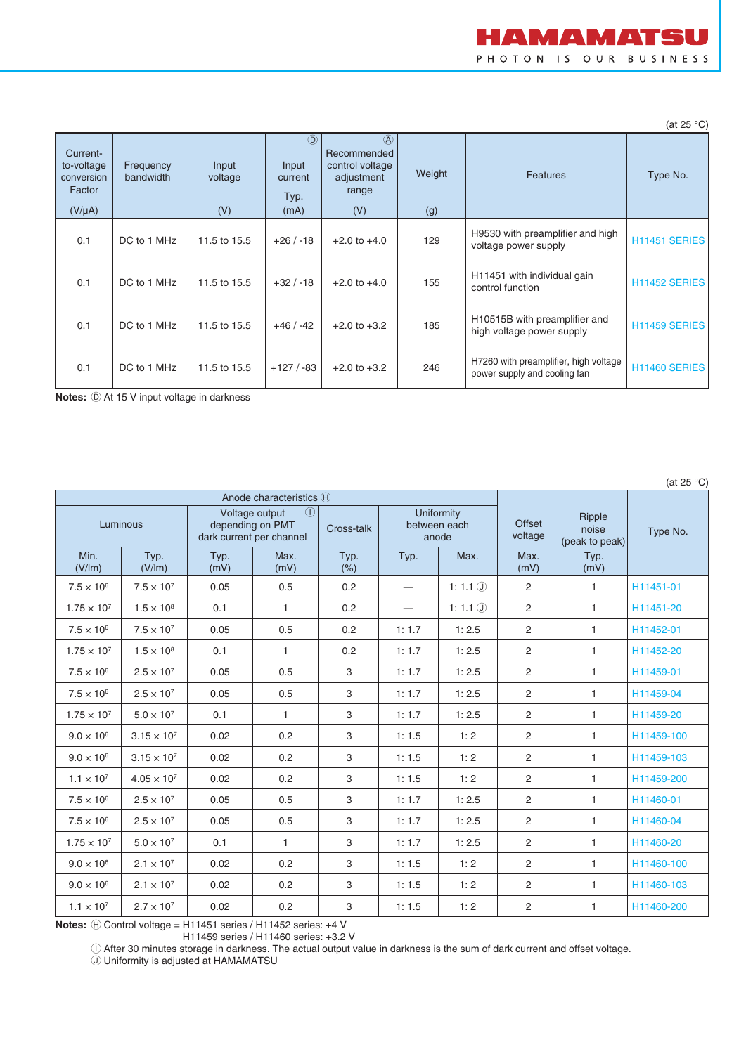(at 25 °C)

| Current-to-voltage conversion Factor (V/μA) | Frequency bandwidth | Input voltage (V) | Ⓓ Input current Typ. (mA) | Ⓐ Recommended control voltage adjustment range (V) | Weight (g) | Features | Type No. |
|---|---|---|---|---|---|---|---|
| 0.1 | DC to 1 MHz | 11.5 to 15.5 | +26 / -18 | +2.0 to +4.0 | 129 | H9530 with preamplifier and high voltage power supply | H11451 SERIES |
| 0.1 | DC to 1 MHz | 11.5 to 15.5 | +32 / -18 | +2.0 to +4.0 | 155 | H11451 with individual gain control function | H11452 SERIES |
| 0.1 | DC to 1 MHz | 11.5 to 15.5 | +46 / -42 | +2.0 to +3.2 | 185 | H10515B with preamplifier and high voltage power supply | H11459 SERIES |
| 0.1 | DC to 1 MHz | 11.5 to 15.5 | +127 / -83 | +2.0 to +3.2 | 246 | H7260 with preamplifier, high voltage power supply and cooling fan | H11460 SERIES |

**Notes:** Ⓓ At 15 V input voltage in darkness

(at 25 °C)

| Anode characteristics Ⓗ | | | | | | | Offset voltage | Ripple noise (peak to peak) | Type No. |
|---|---|---|---|---|---|---|---|---|---|
| Luminous | | Voltage output depending on PMT dark current per channel Ⓘ | | Cross-talk | Uniformity between each anode | | | | |
| Min. (V/lm) | Typ. (V/lm) | Typ. (mV) | Max. (mV) | Typ. (%) | Typ. | Max. | Max. (mV) | Typ. (mV) | |
| $7.5 \times 10^6$ | $7.5 \times 10^7$ | 0.05 | 0.5 | 0.2 | — | 1: 1.1 Ⓙ | 2 | 1 | H11451-01 |
| $1.75 \times 10^7$ | $1.5 \times 10^8$ | 0.1 | 1 | 0.2 | — | 1: 1.1 Ⓙ | 2 | 1 | H11451-20 |
| $7.5 \times 10^6$ | $7.5 \times 10^7$ | 0.05 | 0.5 | 0.2 | 1: 1.7 | 1: 2.5 | 2 | 1 | H11452-01 |
| $1.75 \times 10^7$ | $1.5 \times 10^8$ | 0.1 | 1 | 0.2 | 1: 1.7 | 1: 2.5 | 2 | 1 | H11452-20 |
| $7.5 \times 10^6$ | $2.5 \times 10^7$ | 0.05 | 0.5 | 3 | 1: 1.7 | 1: 2.5 | 2 | 1 | H11459-01 |
| $7.5 \times 10^6$ | $2.5 \times 10^7$ | 0.05 | 0.5 | 3 | 1: 1.7 | 1: 2.5 | 2 | 1 | H11459-04 |
| $1.75 \times 10^7$ | $5.0 \times 10^7$ | 0.1 | 1 | 3 | 1: 1.7 | 1: 2.5 | 2 | 1 | H11459-20 |
| $9.0 \times 10^6$ | $3.15 \times 10^7$ | 0.02 | 0.2 | 3 | 1: 1.5 | 1: 2 | 2 | 1 | H11459-100 |
| $9.0 \times 10^6$ | $3.15 \times 10^7$ | 0.02 | 0.2 | 3 | 1: 1.5 | 1: 2 | 2 | 1 | H11459-103 |
| $1.1 \times 10^7$ | $4.05 \times 10^7$ | 0.02 | 0.2 | 3 | 1: 1.5 | 1: 2 | 2 | 1 | H11459-200 |
| $7.5 \times 10^6$ | $2.5 \times 10^7$ | 0.05 | 0.5 | 3 | 1: 1.7 | 1: 2.5 | 2 | 1 | H11460-01 |
| $7.5 \times 10^6$ | $2.5 \times 10^7$ | 0.05 | 0.5 | 3 | 1: 1.7 | 1: 2.5 | 2 | 1 | H11460-04 |
| $1.75 \times 10^7$ | $5.0 \times 10^7$ | 0.1 | 1 | 3 | 1: 1.7 | 1: 2.5 | 2 | 1 | H11460-20 |
| $9.0 \times 10^6$ | $2.1 \times 10^7$ | 0.02 | 0.2 | 3 | 1: 1.5 | 1: 2 | 2 | 1 | H11460-100 |
| $9.0 \times 10^6$ | $2.1 \times 10^7$ | 0.02 | 0.2 | 3 | 1: 1.5 | 1: 2 | 2 | 1 | H11460-103 |
| $1.1 \times 10^7$ | $2.7 \times 10^7$ | 0.02 | 0.2 | 3 | 1: 1.5 | 1: 2 | 2 | 1 | H11460-200 |

**Notes:** Ⓗ Control voltage = H11451 series / H11452 series: +4 V
H11459 series / H11460 series: +3.2 V
Ⓘ After 30 minutes storage in darkness. The actual output value in darkness is the sum of dark current and offset voltage.
Ⓙ Uniformity is adjusted at HAMAMATSU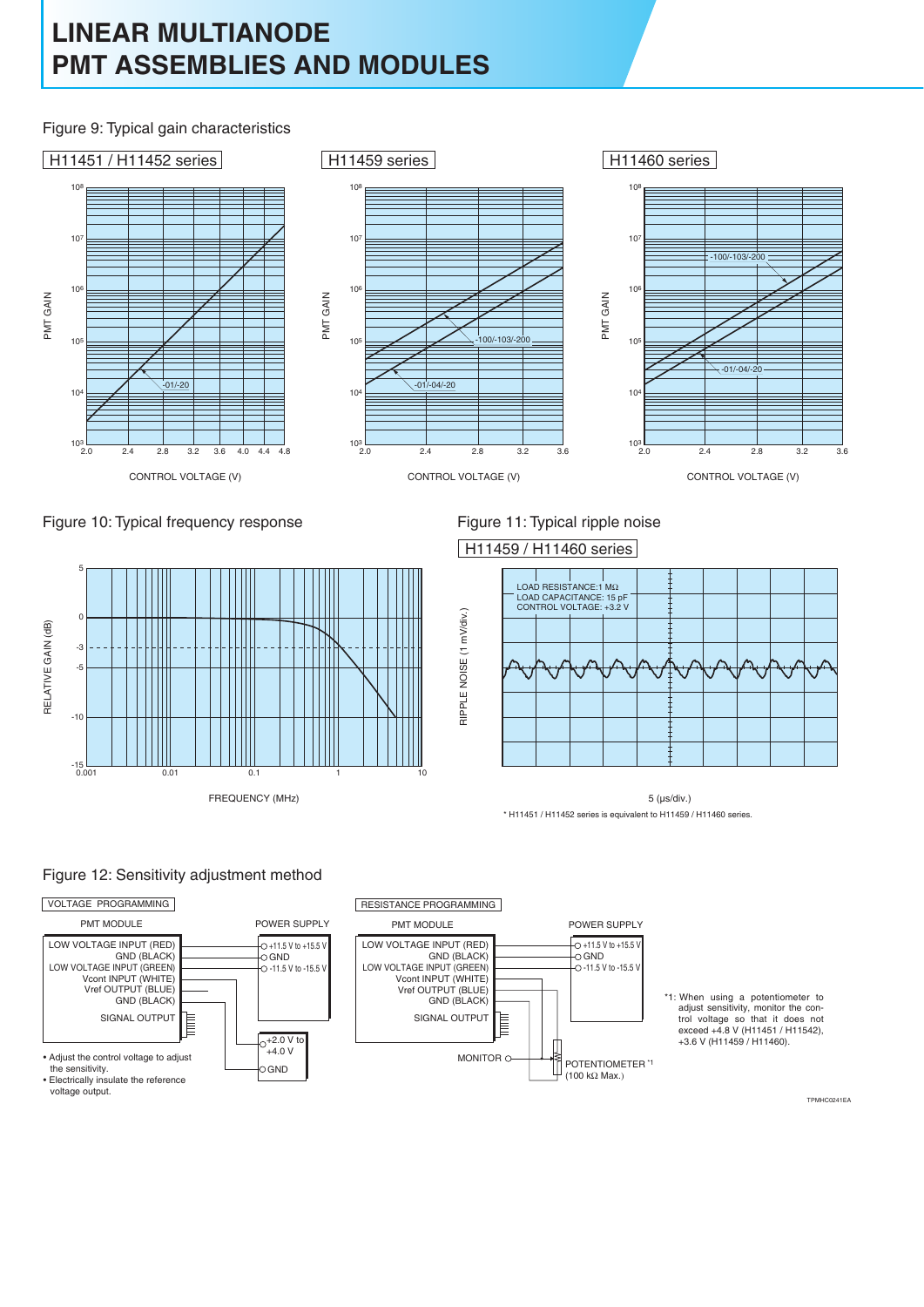# LINEAR MULTIANODE PMT ASSEMBLIES AND MODULES

Figure 9: Typical gain characteristics

H11451 / H11452 series

H11459 series

H11460 series

Figure 10: Typical frequency response

Figure 11: Typical ripple noise

H11459 / H11460 series

LOAD RESISTANCE: 1 MΩ
LOAD CAPACITANCE: 15 pF
CONTROL VOLTAGE: +3.2 V

* H11451 / H11452 series is equivalent to H11459 / H11460 series.

Figure 12: Sensitivity adjustment method

VOLTAGE PROGRAMMING

- Adjust the control voltage to adjust the sensitivity.
- Electrically insulate the reference voltage output.

RESISTANCE PROGRAMMING

*1: When using a potentiometer to adjust sensitivity, monitor the control voltage so that it does not exceed +4.8 V (H11451 / H11542), +3.6 V (H11459 / H11460).

TPMHC0241EA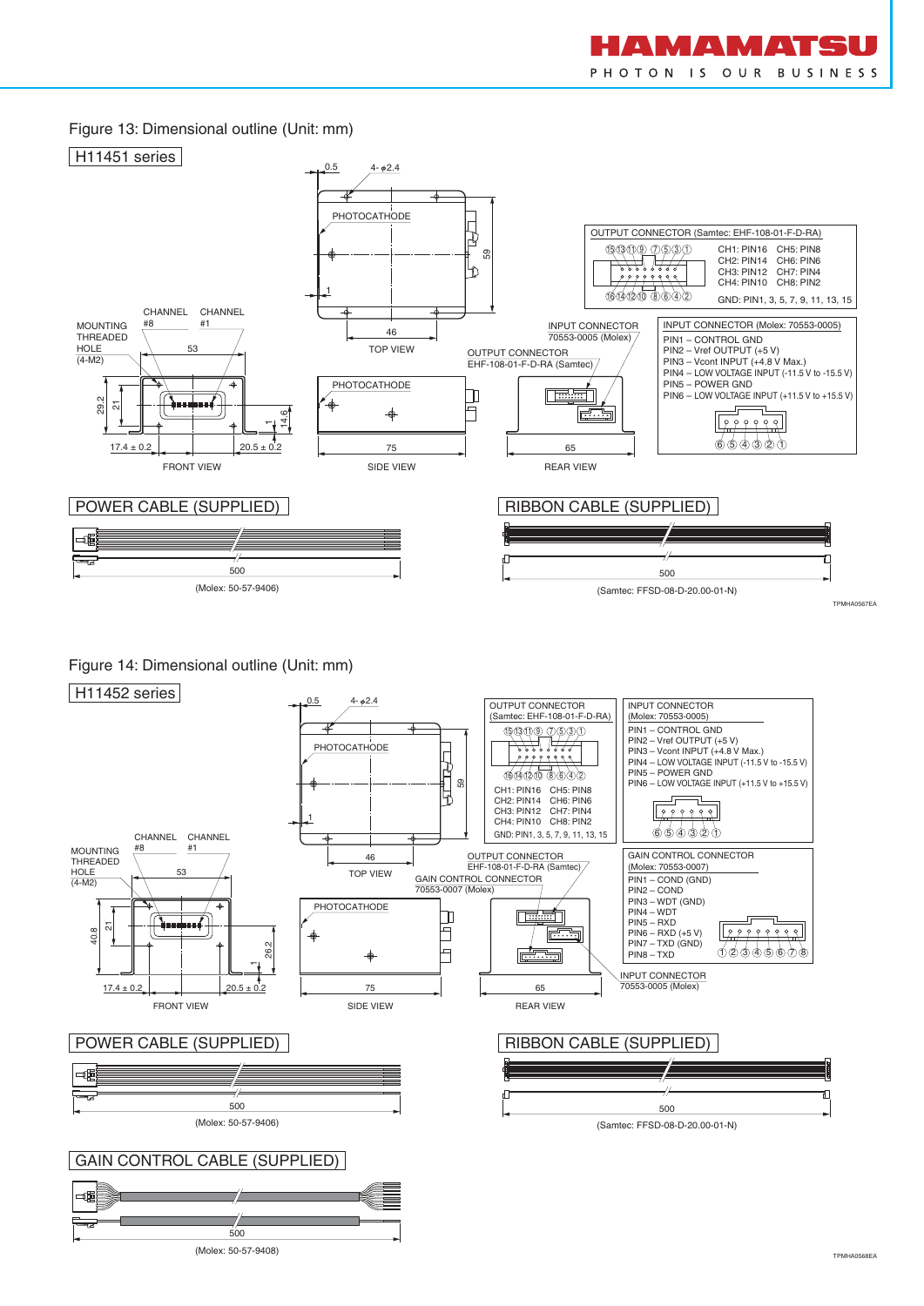Figure 13: Dimensional outline (Unit: mm)

H11451 series

| OUTPUT CONNECTOR (Samtec: EHF-108-01-F-D-RA) | |
|---|---|
| CH1: PIN16 | CH5: PIN8 |
| CH2: PIN14 | CH6: PIN6 |
| CH3: PIN12 | CH7: PIN4 |
| CH4: PIN10 | CH8: PIN2 |
| GND: PIN1, 3, 5, 7, 9, 11, 13, 15 | |

INPUT CONNECTOR (Molex: 70553-0005)

- PIN1 – CONTROL GND
- PIN2 – Vref OUTPUT (+5 V)
- PIN3 – Vcont INPUT (+4.8 V Max.)
- PIN4 – LOW VOLTAGE INPUT (-11.5 V to -15.5 V)
- PIN5 – POWER GND
- PIN6 – LOW VOLTAGE INPUT (+11.5 V to +15.5 V)

POWER CABLE (SUPPLIED)

(Molex: 50-57-9406)

RIBBON CABLE (SUPPLIED)

(Samtec: FFSD-08-D-20.00-01-N)

TPMHA0567EA

Figure 14: Dimensional outline (Unit: mm)

H11452 series

| OUTPUT CONNECTOR (Samtec: EHF-108-01-F-D-RA) | |
|---|---|
| CH1: PIN16 | CH5: PIN8 |
| CH2: PIN14 | CH6: PIN6 |
| CH3: PIN12 | CH7: PIN4 |
| CH4: PIN10 | CH8: PIN2 |
| GND: PIN1, 3, 5, 7, 9, 11, 13, 15 | |

INPUT CONNECTOR (Molex: 70553-0005)

- PIN1 – CONTROL GND
- PIN2 – Vref OUTPUT (+5 V)
- PIN3 – Vcont INPUT (+4.8 V Max.)
- PIN4 – LOW VOLTAGE INPUT (-11.5 V to -15.5 V)
- PIN5 – POWER GND
- PIN6 – LOW VOLTAGE INPUT (+11.5 V to +15.5 V)

GAIN CONTROL CONNECTOR (Molex: 70553-0007)

- PIN1 – COND (GND)
- PIN2 – COND
- PIN3 – WDT (GND)
- PIN4 – WDT
- PIN5 – RXD
- PIN6 – RXD (+5 V)
- PIN7 – TXD (GND)
- PIN8 – TXD

POWER CABLE (SUPPLIED)

(Molex: 50-57-9406)

RIBBON CABLE (SUPPLIED)

(Samtec: FFSD-08-D-20.00-01-N)

GAIN CONTROL CABLE (SUPPLIED)

(Molex: 50-57-9408)

TPMHA0568EA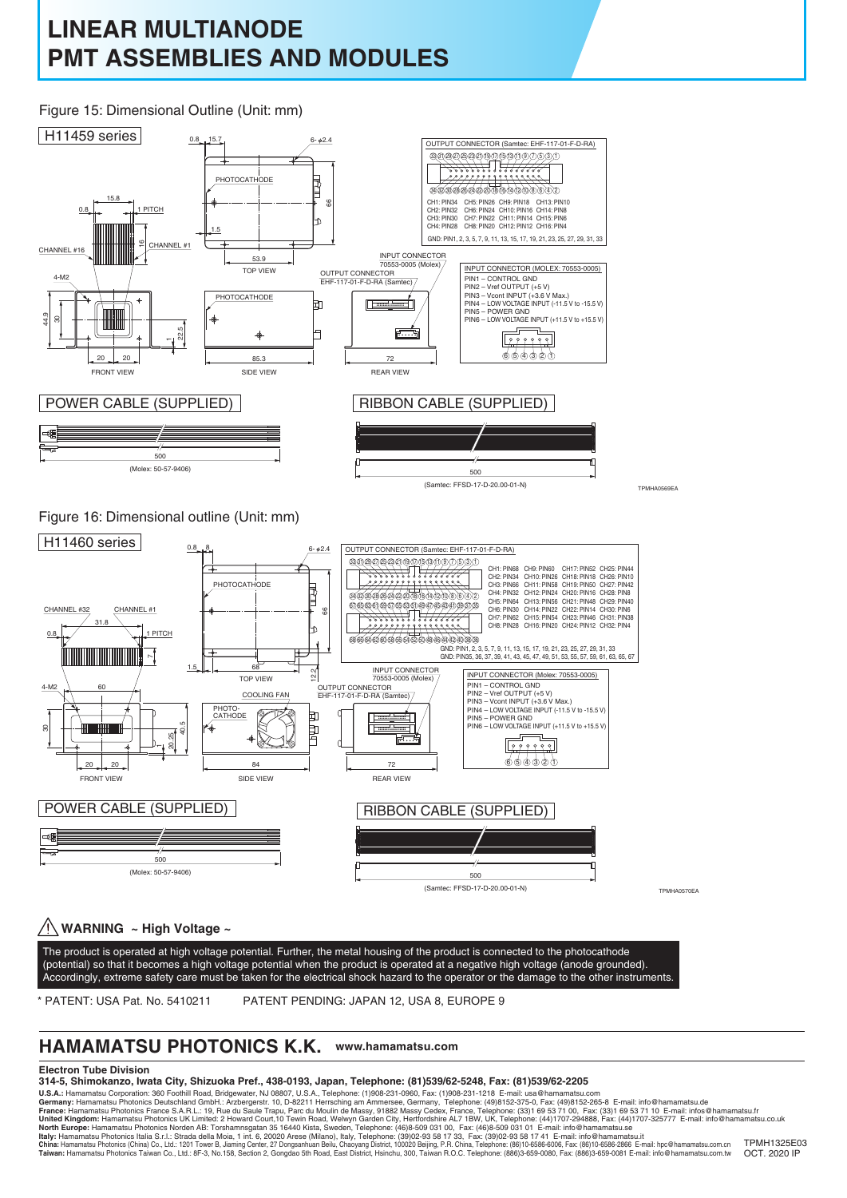# LINEAR MULTIANODE PMT ASSEMBLIES AND MODULES

Figure 15: Dimensional Outline (Unit: mm)

H11459 series

0.8  15.7  6- φ2.4

PHOTOCATHODE

66

15.8  0.8  1 PITCH

16  CHANNEL #16  CHANNEL #1

1.5

53.9

TOP VIEW

OUTPUT CONNECTOR (Samtec: EHF-117-01-F-D-RA)

CH1: PIN34  CH5: PIN26  CH9: PIN18  CH13: PIN10
CH2: PIN32  CH6: PIN24  CH10: PIN16  CH14: PIN8
CH3: PIN30  CH7: PIN22  CH11: PIN14  CH15: PIN6
CH4: PIN28  CH8: PIN20  CH12: PIN12  CH16: PIN4

GND: PIN1, 2, 3, 5, 7, 9, 11, 13, 15, 17, 19, 21, 23, 25, 27, 29, 31, 33

INPUT CONNECTOR 70553-0005 (Molex)

OUTPUT CONNECTOR EHF-117-01-F-D-RA (Samtec)

INPUT CONNECTOR (MOLEX: 70553-0005)
PIN1 – CONTROL GND
PIN2 – Vref OUTPUT (+5 V)
PIN3 – Vcont INPUT (+3.6 V Max.)
PIN4 – LOW VOLTAGE INPUT (-11.5 V to -15.5 V)
PIN5 – POWER GND
PIN6 – LOW VOLTAGE INPUT (+11.5 V to +15.5 V)

4-M2  44.9  30  22.5  1  20  20  85.3  72

FRONT VIEW  SIDE VIEW  REAR VIEW

POWER CABLE (SUPPLIED)

500
(Molex: 50-57-9406)

RIBBON CABLE (SUPPLIED)

500
(Samtec: FFSD-17-D-20.00-01-N)

TPMHA0569EA

Figure 16: Dimensional outline (Unit: mm)

H11460 series

0.8  8  6- φ2.4

PHOTOCATHODE

66

CHANNEL #32  CHANNEL #1

31.8  0.8  1 PITCH  7

1.5  68  12.2

TOP VIEW

OUTPUT CONNECTOR (Samtec: EHF-117-01-F-D-RA)

CH1: PIN68  CH9: PIN60  CH17: PIN52  CH25: PIN44
CH2: PIN34  CH10: PIN26  CH18: PIN18  CH26: PIN10
CH3: PIN66  CH11: PIN58  CH19: PIN50  CH27: PIN42
CH4: PIN32  CH12: PIN24  CH20: PIN16  CH28: PIN8
CH5: PIN64  CH13: PIN56  CH21: PIN48  CH29: PIN40
CH6: PIN30  CH14: PIN22  CH22: PIN14  CH30: PIN6
CH7: PIN62  CH15: PIN54  CH23: PIN46  CH31: PIN38
CH8: PIN28  CH16: PIN20  CH24: PIN12  CH32: PIN4

GND: PIN1, 2, 3, 5, 7, 9, 11, 13, 15, 17, 19, 21, 23, 25, 27, 29, 31, 33
GND: PIN35, 36, 37, 39, 41, 43, 45, 47, 49, 51, 53, 55, 57, 59, 61, 63, 65, 67

INPUT CONNECTOR 70553-0005 (Molex)

OUTPUT CONNECTOR EHF-117-01-F-D-RA (Samtec)

COOLING FAN

INPUT CONNECTOR (Molex: 70553-0005)
PIN1 – CONTROL GND
PIN2 – Vref OUTPUT (+5 V)
PIN3 – Vcont INPUT (+3.6 V Max.)
PIN4 – LOW VOLTAGE INPUT (-11.5 V to -15.5 V)
PIN5 – POWER GND
PIN6 – LOW VOLTAGE INPUT (+11.5 V to +15.5 V)

4-M2  60  30  20.25  40.5  20  20  84  72

FRONT VIEW  SIDE VIEW  REAR VIEW

POWER CABLE (SUPPLIED)

500
(Molex: 50-57-9406)

RIBBON CABLE (SUPPLIED)

500
(Samtec: FFSD-17-D-20.00-01-N)

TPMHA0570EA

## ⚠ WARNING ~ High Voltage ~

The product is operated at high voltage potential. Further, the metal housing of the product is connected to the photocathode (potential) so that it becomes a high voltage potential when the product is operated at a negative high voltage (anode grounded). Accordingly, extreme safety care must be taken for the electrical shock hazard to the operator or the damage to the other instruments.

* PATENT: USA Pat. No. 5410211    PATENT PENDING: JAPAN 12, USA 8, EUROPE 9

## HAMAMATSU PHOTONICS K.K. www.hamamatsu.com

**Electron Tube Division**

**314-5, Shimokanzo, Iwata City, Shizuoka Pref., 438-0193, Japan, Telephone: (81)539/62-5248, Fax: (81)539/62-2205**

**U.S.A.:** Hamamatsu Corporation: 360 Foothill Road, Bridgewater, NJ 08807, U.S.A., Telephone: (1)908-231-0960, Fax: (1)908-231-1218 E-mail: usa@hamamatsu.com
**Germany:** Hamamatsu Photonics Deutschland GmbH.: Arzbergerstr. 10, D-82211 Herrsching am Ammersee, Germany, Telephone: (49)8152-375-0, Fax: (49)8152-265-8 E-mail: info@hamamatsu.de
**France:** Hamamatsu Photonics France S.A.R.L.: 19, Rue du Saule Trapu, Parc du Moulin de Massy, 91882 Massy Cedex, France, Telephone: (33)1 69 53 71 00, Fax: (33)1 69 53 71 10 E-mail: infos@hamamatsu.fr
**United Kingdom:** Hamamatsu Photonics UK Limited: 2 Howard Court,10 Tewin Road, Welwyn Garden City, Hertfordshire AL7 1BW, UK, Telephone: (44)1707-294888, Fax: (44)1707-325777 E-mail: info@hamamatsu.co.uk
**North Europe:** Hamamatsu Photonics Norden AB: Torshamnsgatan 35 16440 Kista, Sweden, Telephone: (46)8-509 031 00, Fax: (46)8-509 031 01 E-mail: info@hamamatsu.se
**Italy:** Hamamatsu Photonics Italia S.r.l.: Strada della Moia, 1 int. 6, 20020 Arese (Milano), Italy, Telephone: (39)02-93 58 17 33, Fax: (39)02-93 58 17 41 E-mail: info@hamamatsu.it
**China:** Hamamatsu Photonics (China) Co., Ltd.: 1201 Tower B, Jiaming Center, 27 Dongsanhuan Beilu, Chaoyang District, 100020 Beijing, P.R. China, Telephone: (86)10-6586-6006, Fax: (86)10-6586-2866 E-mail: hpc@hamamatsu.com.cn
**Taiwan:** Hamamatsu Photonics Taiwan Co., Ltd.: 8F-3, No.158, Section 2, Gongdao 5th Road, East District, Hsinchu, 300, Taiwan R.O.C. Telephone: (886)3-659-0080, Fax: (886)3-659-0081 E-mail: info@hamamatsu.com.tw

TPMH1325E03
OCT. 2020 IP